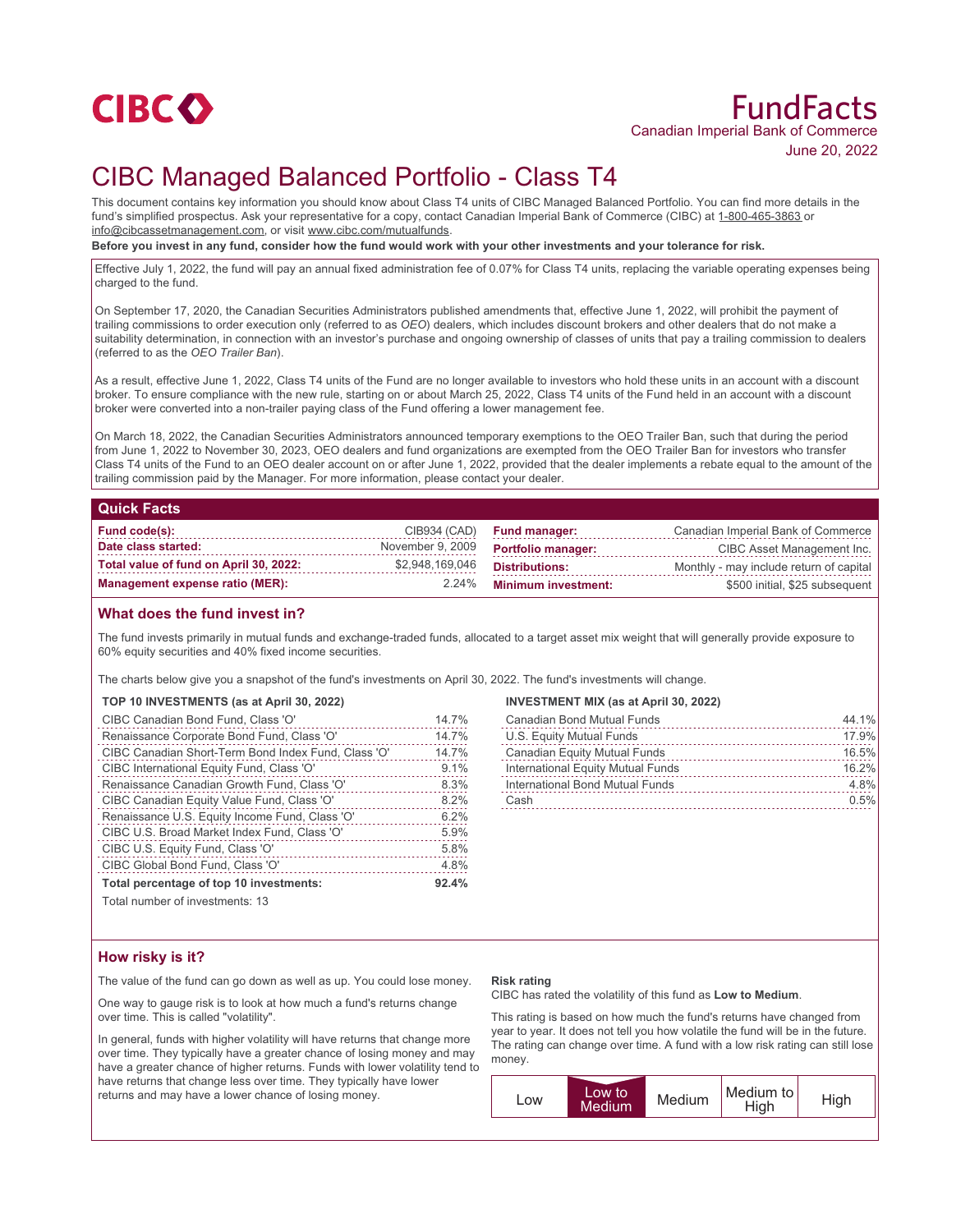CIBC

# FundFacts

Canadian Imperial Bank of Commerce

June 20, 2022

# CIBC Managed Balanced Portfolio - Class T4

This document contains key information you should know about Class T4 units of CIBC Managed Balanced Portfolio. You can find more details in the fund's simplified prospectus. Ask your representative for a copy, contact Canadian Imperial Bank of Commerce (CIBC) at 1-800-465-3863 or info@cibcassetmanagement.com, or visit www.cibc.com/mutualfunds.

**Before you invest in any fund, consider how the fund would work with your other investments and your tolerance for risk.**

Effective July 1, 2022, the fund will pay an annual fixed administration fee of 0.07% for Class T4 units, replacing the variable operating expenses being charged to the fund.

On September 17, 2020, the Canadian Securities Administrators published amendments that, effective June 1, 2022, will prohibit the payment of trailing commissions to order execution only (referred to as *OEO*) dealers, which includes discount brokers and other dealers that do not make a suitability determination, in connection with an investor's purchase and ongoing ownership of classes of units that pay a trailing commission to dealers (referred to as the *OEO Trailer Ban*).

As a result, effective June 1, 2022, Class T4 units of the Fund are no longer available to investors who hold these units in an account with a discount broker. To ensure compliance with the new rule, starting on or about March 25, 2022, Class T4 units of the Fund held in an account with a discount broker were converted into a non-trailer paying class of the Fund offering a lower management fee.

On March 18, 2022, the Canadian Securities Administrators announced temporary exemptions to the OEO Trailer Ban, such that during the period from June 1, 2022 to November 30, 2023, OEO dealers and fund organizations are exempted from the OEO Trailer Ban for investors who transfer Class T4 units of the Fund to an OEO dealer account on or after June 1, 2022, provided that the dealer implements a rebate equal to the amount of the trailing commission paid by the Manager. For more information, please contact your dealer.

## Quick Facts

| | | | |
|---|---|---|---|
| **Fund code(s):** | CIB934 (CAD) | **Fund manager:** | Canadian Imperial Bank of Commerce |
| **Date class started:** | November 9, 2009 | **Portfolio manager:** | CIBC Asset Management Inc. |
| **Total value of fund on April 30, 2022:** | $2,948,169,046 | **Distributions:** | Monthly - may include return of capital |
| **Management expense ratio (MER):** | 2.24% | **Minimum investment:** | $500 initial, $25 subsequent |

## What does the fund invest in?

The fund invests primarily in mutual funds and exchange-traded funds, allocated to a target asset mix weight that will generally provide exposure to 60% equity securities and 40% fixed income securities.

The charts below give you a snapshot of the fund's investments on April 30, 2022. The fund's investments will change.

**TOP 10 INVESTMENTS (as at April 30, 2022)**

| | |
|---|---|
| CIBC Canadian Bond Fund, Class 'O' | 14.7% |
| Renaissance Corporate Bond Fund, Class 'O' | 14.7% |
| CIBC Canadian Short-Term Bond Index Fund, Class 'O' | 14.7% |
| CIBC International Equity Fund, Class 'O' | 9.1% |
| Renaissance Canadian Growth Fund, Class 'O' | 8.3% |
| CIBC Canadian Equity Value Fund, Class 'O' | 8.2% |
| Renaissance U.S. Equity Income Fund, Class 'O' | 6.2% |
| CIBC U.S. Broad Market Index Fund, Class 'O' | 5.9% |
| CIBC U.S. Equity Fund, Class 'O' | 5.8% |
| CIBC Global Bond Fund, Class 'O' | 4.8% |
| **Total percentage of top 10 investments:** | **92.4%** |

Total number of investments: 13

**INVESTMENT MIX (as at April 30, 2022)**

| | |
|---|---|
| Canadian Bond Mutual Funds | 44.1% |
| U.S. Equity Mutual Funds | 17.9% |
| Canadian Equity Mutual Funds | 16.5% |
| International Equity Mutual Funds | 16.2% |
| International Bond Mutual Funds | 4.8% |
| Cash | 0.5% |

## How risky is it?

The value of the fund can go down as well as up. You could lose money.

One way to gauge risk is to look at how much a fund's returns change over time. This is called "volatility".

In general, funds with higher volatility will have returns that change more over time. They typically have a greater chance of losing money and may have a greater chance of higher returns. Funds with lower volatility tend to have returns that change less over time. They typically have lower returns and may have a lower chance of losing money.

**Risk rating**

CIBC has rated the volatility of this fund as **Low to Medium**.

This rating is based on how much the fund's returns have changed from year to year. It does not tell you how volatile the fund will be in the future. The rating can change over time. A fund with a low risk rating can still lose money.

| Low | **Low to Medium** | Medium | Medium to High | High |
|---|---|---|---|---|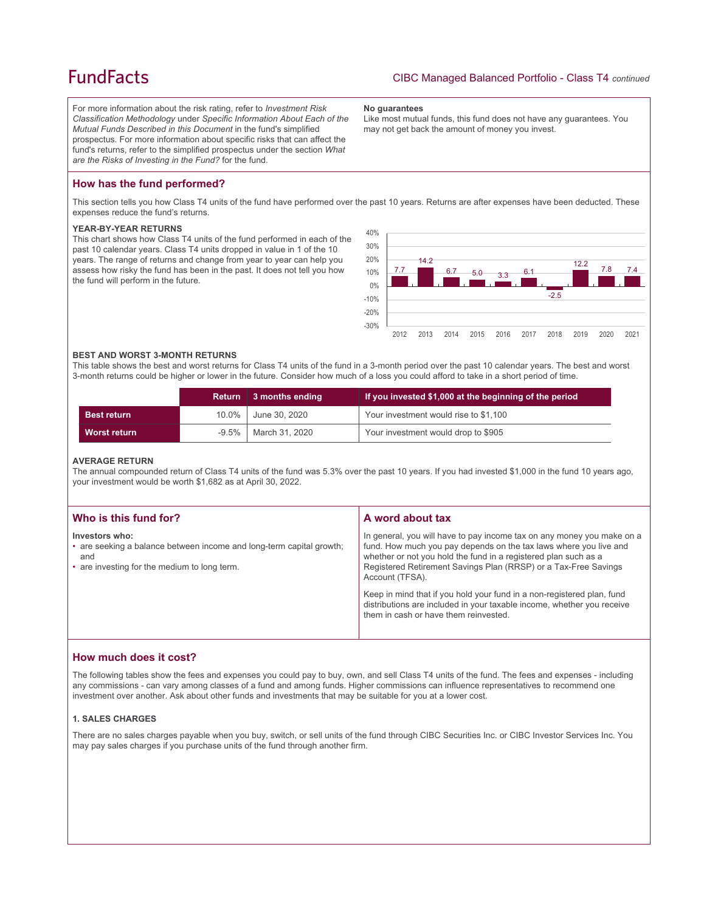For more information about the risk rating, refer to *Investment Risk Classification Methodology* under *Specific Information About Each of the Mutual Funds Described in this Document* in the fund's simplified prospectus. For more information about specific risks that can affect the fund's returns, refer to the simplified prospectus under the section *What are the Risks of Investing in the Fund?* for the fund.

**No guarantees**
Like most mutual funds, this fund does not have any guarantees. You may not get back the amount of money you invest.

## How has the fund performed?

This section tells you how Class T4 units of the fund have performed over the past 10 years. Returns are after expenses have been deducted. These expenses reduce the fund's returns.

### YEAR-BY-YEAR RETURNS

This chart shows how Class T4 units of the fund performed in each of the past 10 calendar years. Class T4 units dropped in value in 1 of the 10 years. The range of returns and change from year to year can help you assess how risky the fund has been in the past. It does not tell you how the fund will perform in the future.

| Year | 2012 | 2013 | 2014 | 2015 | 2016 | 2017 | 2018 | 2019 | 2020 | 2021 |
|---|---|---|---|---|---|---|---|---|---|---|
| Return (%) | 7.7 | 14.2 | 6.7 | 5.0 | 3.3 | 6.1 | -2.5 | 12.2 | 7.8 | 7.4 |

### BEST AND WORST 3-MONTH RETURNS

This table shows the best and worst returns for Class T4 units of the fund in a 3-month period over the past 10 calendar years. The best and worst 3-month returns could be higher or lower in the future. Consider how much of a loss you could afford to take in a short period of time.

| | Return | 3 months ending | If you invested $1,000 at the beginning of the period |
|---|---|---|---|
| **Best return** | 10.0% | June 30, 2020 | Your investment would rise to $1,100 |
| **Worst return** | -9.5% | March 31, 2020 | Your investment would drop to $905 |

### AVERAGE RETURN

The annual compounded return of Class T4 units of the fund was 5.3% over the past 10 years. If you had invested $1,000 in the fund 10 years ago, your investment would be worth $1,682 as at April 30, 2022.

## Who is this fund for?

**Investors who:**

- are seeking a balance between income and long-term capital growth; and
- are investing for the medium to long term.

## A word about tax

In general, you will have to pay income tax on any money you make on a fund. How much you pay depends on the tax laws where you live and whether or not you hold the fund in a registered plan such as a Registered Retirement Savings Plan (RRSP) or a Tax-Free Savings Account (TFSA).

Keep in mind that if you hold your fund in a non-registered plan, fund distributions are included in your taxable income, whether you receive them in cash or have them reinvested.

## How much does it cost?

The following tables show the fees and expenses you could pay to buy, own, and sell Class T4 units of the fund. The fees and expenses - including any commissions - can vary among classes of a fund and among funds. Higher commissions can influence representatives to recommend one investment over another. Ask about other funds and investments that may be suitable for you at a lower cost.

### 1. SALES CHARGES

There are no sales charges payable when you buy, switch, or sell units of the fund through CIBC Securities Inc. or CIBC Investor Services Inc. You may pay sales charges if you purchase units of the fund through another firm.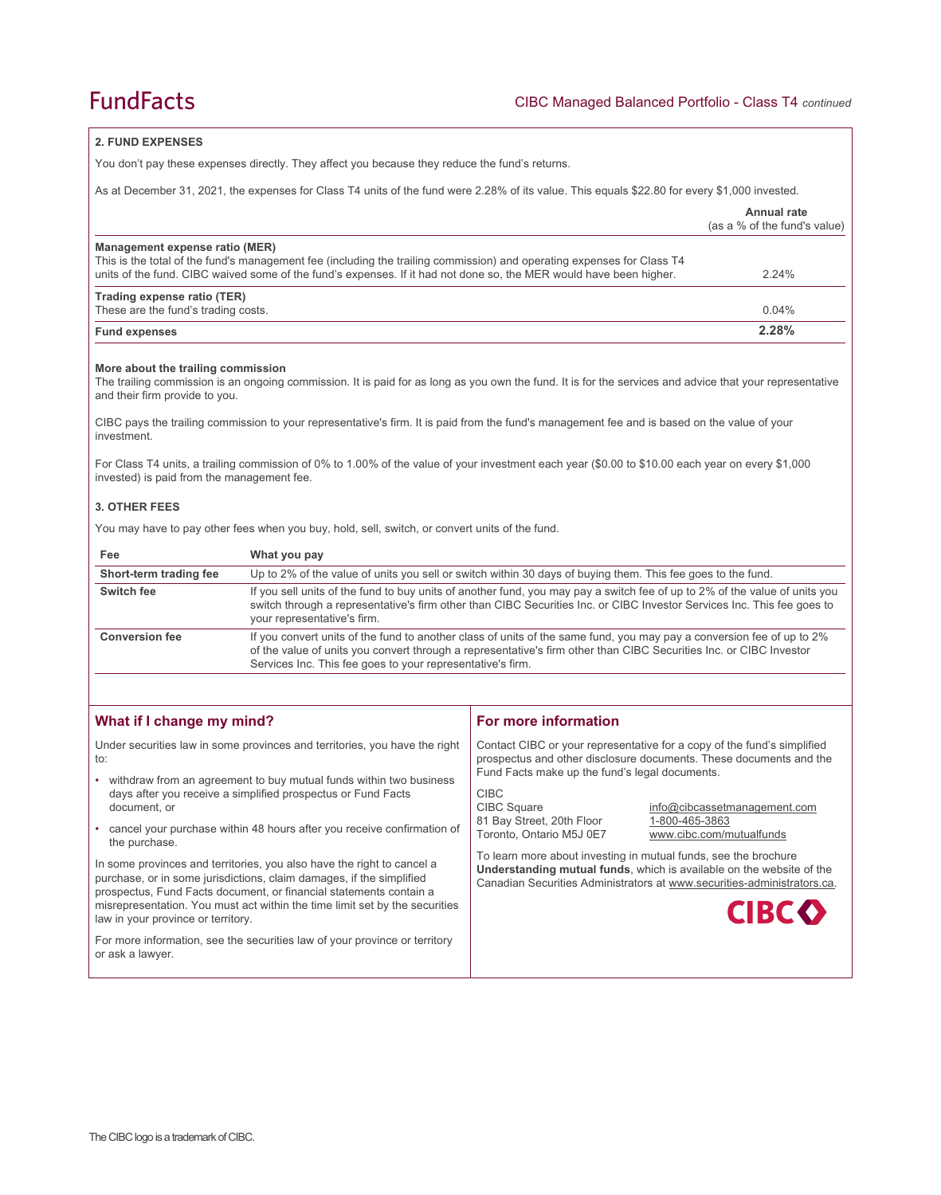## 2. FUND EXPENSES

You don't pay these expenses directly. They affect you because they reduce the fund's returns.

As at December 31, 2021, the expenses for Class T4 units of the fund were 2.28% of its value. This equals $22.80 for every $1,000 invested.

| | Annual rate (as a % of the fund's value) |
|---|---|
| **Management expense ratio (MER)**<br>This is the total of the fund's management fee (including the trailing commission) and operating expenses for Class T4 units of the fund. CIBC waived some of the fund's expenses. If it had not done so, the MER would have been higher. | 2.24% |
| **Trading expense ratio (TER)**<br>These are the fund's trading costs. | 0.04% |
| **Fund expenses** | **2.28%** |

**More about the trailing commission**

The trailing commission is an ongoing commission. It is paid for as long as you own the fund. It is for the services and advice that your representative and their firm provide to you.

CIBC pays the trailing commission to your representative's firm. It is paid from the fund's management fee and is based on the value of your investment.

For Class T4 units, a trailing commission of 0% to 1.00% of the value of your investment each year ($0.00 to $10.00 each year on every $1,000 invested) is paid from the management fee.

## 3. OTHER FEES

You may have to pay other fees when you buy, hold, sell, switch, or convert units of the fund.

| Fee | What you pay |
|---|---|
| **Short-term trading fee** | Up to 2% of the value of units you sell or switch within 30 days of buying them. This fee goes to the fund. |
| **Switch fee** | If you sell units of the fund to buy units of another fund, you may pay a switch fee of up to 2% of the value of units you switch through a representative's firm other than CIBC Securities Inc. or CIBC Investor Services Inc. This fee goes to your representative's firm. |
| **Conversion fee** | If you convert units of the fund to another class of units of the same fund, you may pay a conversion fee of up to 2% of the value of units you convert through a representative's firm other than CIBC Securities Inc. or CIBC Investor Services Inc. This fee goes to your representative's firm. |

## What if I change my mind?

Under securities law in some provinces and territories, you have the right to:

- withdraw from an agreement to buy mutual funds within two business days after you receive a simplified prospectus or Fund Facts document, or
- cancel your purchase within 48 hours after you receive confirmation of the purchase.

In some provinces and territories, you also have the right to cancel a purchase, or in some jurisdictions, claim damages, if the simplified prospectus, Fund Facts document, or financial statements contain a misrepresentation. You must act within the time limit set by the securities law in your province or territory.

For more information, see the securities law of your province or territory or ask a lawyer.

## For more information

Contact CIBC or your representative for a copy of the fund's simplified prospectus and other disclosure documents. These documents and the Fund Facts make up the fund's legal documents.

CIBC
CIBC Square
81 Bay Street, 20th Floor
Toronto, Ontario M5J 0E7

info@cibcassetmanagement.com
1-800-465-3863
www.cibc.com/mutualfunds

To learn more about investing in mutual funds, see the brochure **Understanding mutual funds**, which is available on the website of the Canadian Securities Administrators at www.securities-administrators.ca.

The CIBC logo is a trademark of CIBC.